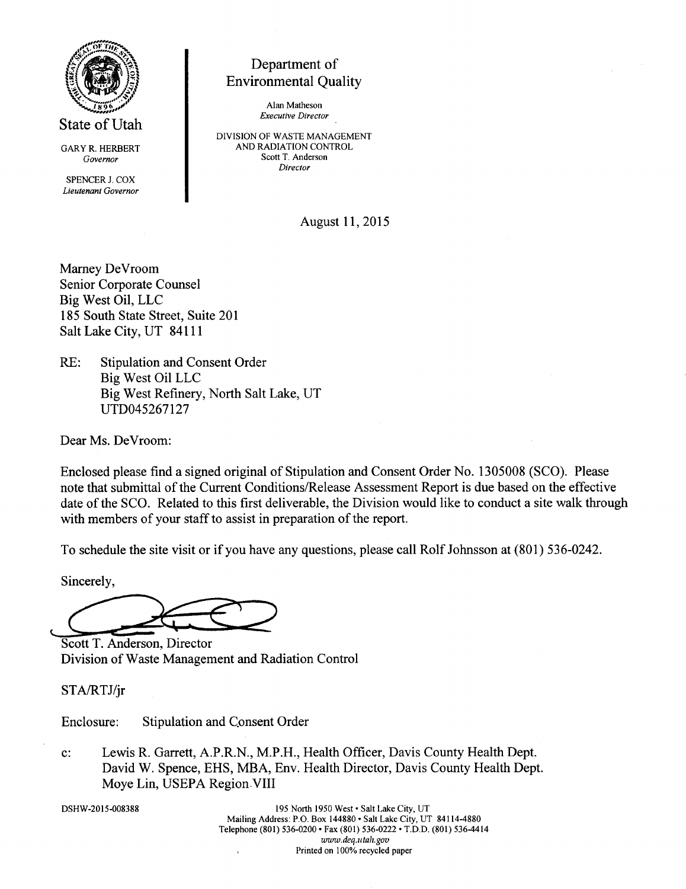State of Utah

GARY R. HERBERT
*Governor*

SPENCER J. COX
*Lieutenant Governor*

Department of
Environmental Quality

Alan Matheson
*Executive Director*

DIVISION OF WASTE MANAGEMENT
AND RADIATION CONTROL
Scott T. Anderson
*Director*

August 11, 2015

Marney DeVroom
Senior Corporate Counsel
Big West Oil, LLC
185 South State Street, Suite 201
Salt Lake City, UT 84111

RE: Stipulation and Consent Order
Big West Oil LLC
Big West Refinery, North Salt Lake, UT
UTD045267127

Dear Ms. DeVroom:

Enclosed please find a signed original of Stipulation and Consent Order No. 1305008 (SCO). Please note that submittal of the Current Conditions/Release Assessment Report is due based on the effective date of the SCO. Related to this first deliverable, the Division would like to conduct a site walk through with members of your staff to assist in preparation of the report.

To schedule the site visit or if you have any questions, please call Rolf Johnsson at (801) 536-0242.

Sincerely,

Scott T. Anderson, Director
Division of Waste Management and Radiation Control

STA/RTJ/jr

Enclosure: Stipulation and Consent Order

c: Lewis R. Garrett, A.P.R.N., M.P.H., Health Officer, Davis County Health Dept.
David W. Spence, EHS, MBA, Env. Health Director, Davis County Health Dept.
Moye Lin, USEPA Region VIII

DSHW-2015-008388

195 North 1950 West • Salt Lake City, UT
Mailing Address: P.O. Box 144880 • Salt Lake City, UT 84114-4880
Telephone (801) 536-0200 • Fax (801) 536-0222 • T.D.D. (801) 536-4414
*www.deq.utah.gov*
Printed on 100% recycled paper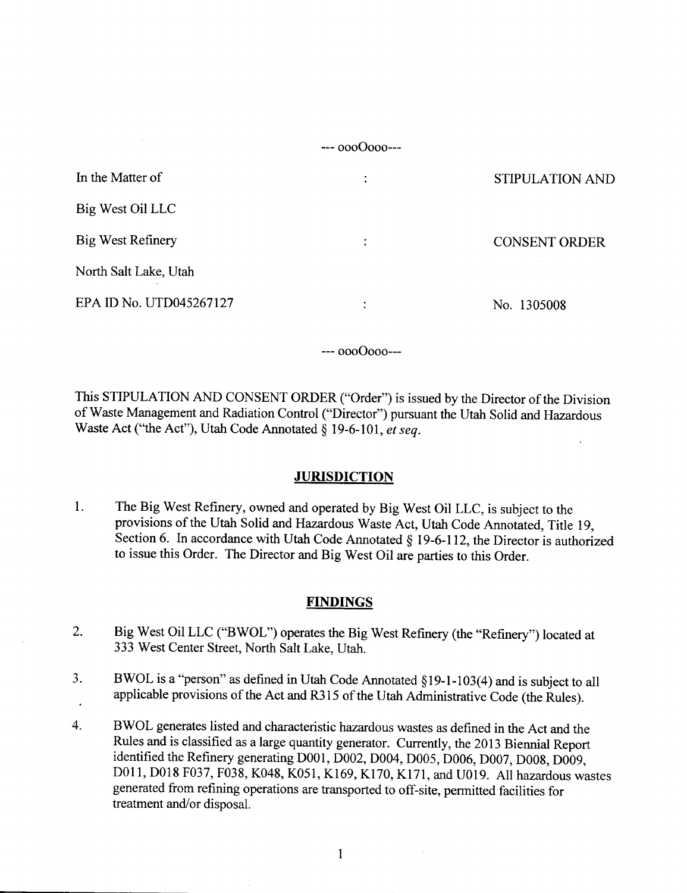--- oooOooo---

| | | |
|---|---|---|
| In the Matter of | : | STIPULATION AND |
| Big West Oil LLC | | |
| Big West Refinery | : | CONSENT ORDER |
| North Salt Lake, Utah | | |
| EPA ID No. UTD045267127 | : | No. 1305008 |

--- oooOooo---

This STIPULATION AND CONSENT ORDER ("Order") is issued by the Director of the Division of Waste Management and Radiation Control ("Director") pursuant the Utah Solid and Hazardous Waste Act ("the Act"), Utah Code Annotated § 19-6-101, *et seq.*

## JURISDICTION

1. The Big West Refinery, owned and operated by Big West Oil LLC, is subject to the provisions of the Utah Solid and Hazardous Waste Act, Utah Code Annotated, Title 19, Section 6. In accordance with Utah Code Annotated § 19-6-112, the Director is authorized to issue this Order. The Director and Big West Oil are parties to this Order.

## FINDINGS

2. Big West Oil LLC ("BWOL") operates the Big West Refinery (the "Refinery") located at 333 West Center Street, North Salt Lake, Utah.

3. BWOL is a "person" as defined in Utah Code Annotated §19-1-103(4) and is subject to all applicable provisions of the Act and R315 of the Utah Administrative Code (the Rules).

4. BWOL generates listed and characteristic hazardous wastes as defined in the Act and the Rules and is classified as a large quantity generator. Currently, the 2013 Biennial Report identified the Refinery generating D001, D002, D004, D005, D006, D007, D008, D009, D011, D018 F037, F038, K048, K051, K169, K170, K171, and U019. All hazardous wastes generated from refining operations are transported to off-site, permitted facilities for treatment and/or disposal.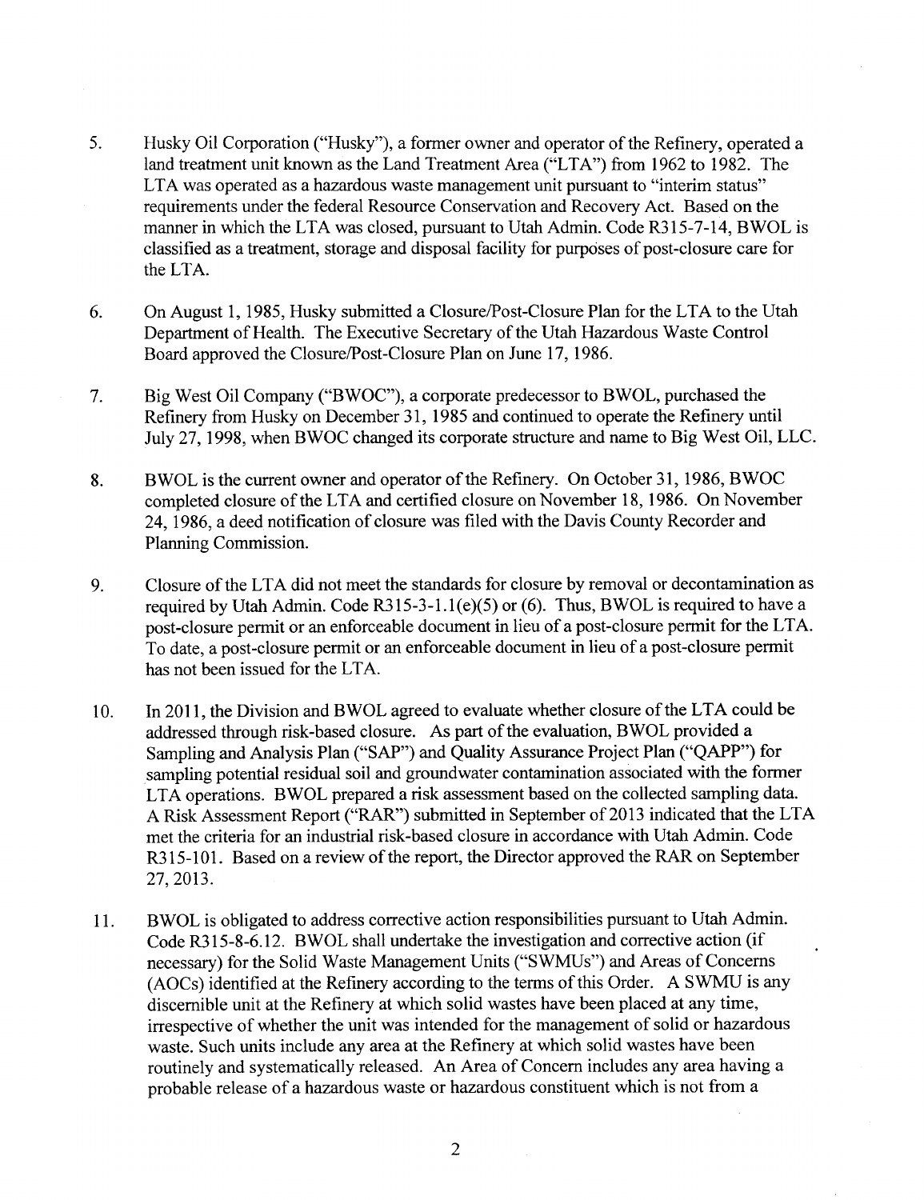5. Husky Oil Corporation ("Husky"), a former owner and operator of the Refinery, operated a land treatment unit known as the Land Treatment Area ("LTA") from 1962 to 1982. The LTA was operated as a hazardous waste management unit pursuant to "interim status" requirements under the federal Resource Conservation and Recovery Act. Based on the manner in which the LTA was closed, pursuant to Utah Admin. Code R315-7-14, BWOL is classified as a treatment, storage and disposal facility for purposes of post-closure care for the LTA.

6. On August 1, 1985, Husky submitted a Closure/Post-Closure Plan for the LTA to the Utah Department of Health. The Executive Secretary of the Utah Hazardous Waste Control Board approved the Closure/Post-Closure Plan on June 17, 1986.

7. Big West Oil Company ("BWOC"), a corporate predecessor to BWOL, purchased the Refinery from Husky on December 31, 1985 and continued to operate the Refinery until July 27, 1998, when BWOC changed its corporate structure and name to Big West Oil, LLC.

8. BWOL is the current owner and operator of the Refinery. On October 31, 1986, BWOC completed closure of the LTA and certified closure on November 18, 1986. On November 24, 1986, a deed notification of closure was filed with the Davis County Recorder and Planning Commission.

9. Closure of the LTA did not meet the standards for closure by removal or decontamination as required by Utah Admin. Code R315-3-1.1(e)(5) or (6). Thus, BWOL is required to have a post-closure permit or an enforceable document in lieu of a post-closure permit for the LTA. To date, a post-closure permit or an enforceable document in lieu of a post-closure permit has not been issued for the LTA.

10. In 2011, the Division and BWOL agreed to evaluate whether closure of the LTA could be addressed through risk-based closure. As part of the evaluation, BWOL provided a Sampling and Analysis Plan ("SAP") and Quality Assurance Project Plan ("QAPP") for sampling potential residual soil and groundwater contamination associated with the former LTA operations. BWOL prepared a risk assessment based on the collected sampling data. A Risk Assessment Report ("RAR") submitted in September of 2013 indicated that the LTA met the criteria for an industrial risk-based closure in accordance with Utah Admin. Code R315-101. Based on a review of the report, the Director approved the RAR on September 27, 2013.

11. BWOL is obligated to address corrective action responsibilities pursuant to Utah Admin. Code R315-8-6.12. BWOL shall undertake the investigation and corrective action (if necessary) for the Solid Waste Management Units ("SWMUs") and Areas of Concerns (AOCs) identified at the Refinery according to the terms of this Order. A SWMU is any discernible unit at the Refinery at which solid wastes have been placed at any time, irrespective of whether the unit was intended for the management of solid or hazardous waste. Such units include any area at the Refinery at which solid wastes have been routinely and systematically released. An Area of Concern includes any area having a probable release of a hazardous waste or hazardous constituent which is not from a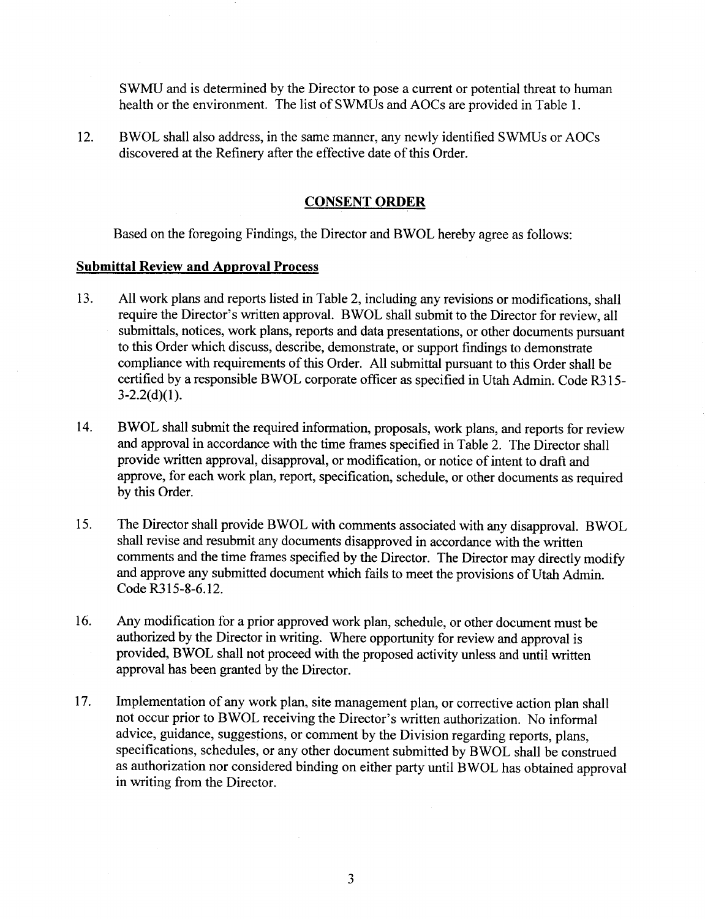SWMU and is determined by the Director to pose a current or potential threat to human health or the environment. The list of SWMUs and AOCs are provided in Table 1.

12. BWOL shall also address, in the same manner, any newly identified SWMUs or AOCs discovered at the Refinery after the effective date of this Order.

## CONSENT ORDER

Based on the foregoing Findings, the Director and BWOL hereby agree as follows:

**Submittal Review and Approval Process**

13. All work plans and reports listed in Table 2, including any revisions or modifications, shall require the Director's written approval. BWOL shall submit to the Director for review, all submittals, notices, work plans, reports and data presentations, or other documents pursuant to this Order which discuss, describe, demonstrate, or support findings to demonstrate compliance with requirements of this Order. All submittal pursuant to this Order shall be certified by a responsible BWOL corporate officer as specified in Utah Admin. Code R315-3-2.2(d)(1).

14. BWOL shall submit the required information, proposals, work plans, and reports for review and approval in accordance with the time frames specified in Table 2. The Director shall provide written approval, disapproval, or modification, or notice of intent to draft and approve, for each work plan, report, specification, schedule, or other documents as required by this Order.

15. The Director shall provide BWOL with comments associated with any disapproval. BWOL shall revise and resubmit any documents disapproved in accordance with the written comments and the time frames specified by the Director. The Director may directly modify and approve any submitted document which fails to meet the provisions of Utah Admin. Code R315-8-6.12.

16. Any modification for a prior approved work plan, schedule, or other document must be authorized by the Director in writing. Where opportunity for review and approval is provided, BWOL shall not proceed with the proposed activity unless and until written approval has been granted by the Director.

17. Implementation of any work plan, site management plan, or corrective action plan shall not occur prior to BWOL receiving the Director's written authorization. No informal advice, guidance, suggestions, or comment by the Division regarding reports, plans, specifications, schedules, or any other document submitted by BWOL shall be construed as authorization nor considered binding on either party until BWOL has obtained approval in writing from the Director.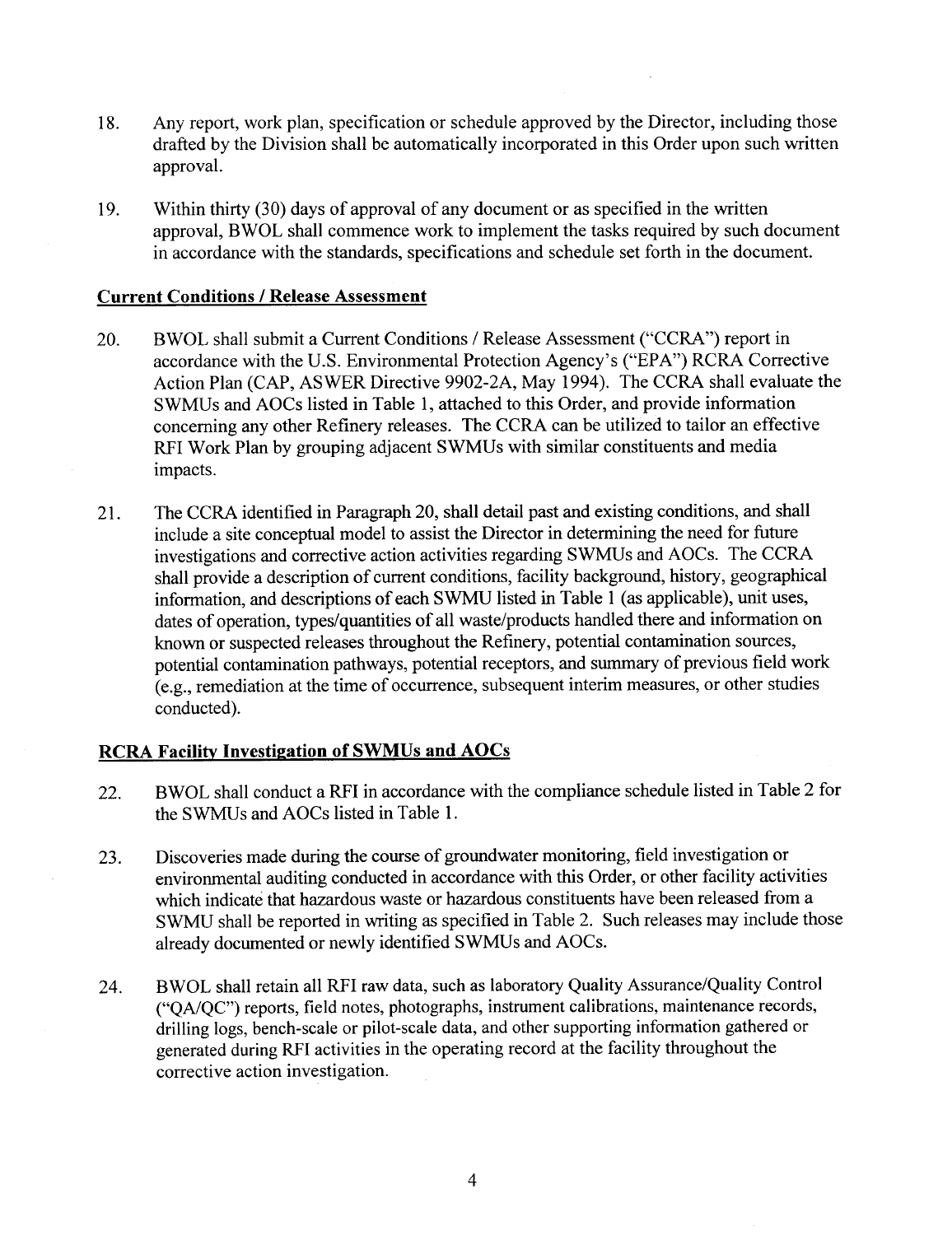18. Any report, work plan, specification or schedule approved by the Director, including those drafted by the Division shall be automatically incorporated in this Order upon such written approval.

19. Within thirty (30) days of approval of any document or as specified in the written approval, BWOL shall commence work to implement the tasks required by such document in accordance with the standards, specifications and schedule set forth in the document.

**Current Conditions / Release Assessment**

20. BWOL shall submit a Current Conditions / Release Assessment ("CCRA") report in accordance with the U.S. Environmental Protection Agency's ("EPA") RCRA Corrective Action Plan (CAP, ASWER Directive 9902-2A, May 1994). The CCRA shall evaluate the SWMUs and AOCs listed in Table 1, attached to this Order, and provide information concerning any other Refinery releases. The CCRA can be utilized to tailor an effective RFI Work Plan by grouping adjacent SWMUs with similar constituents and media impacts.

21. The CCRA identified in Paragraph 20, shall detail past and existing conditions, and shall include a site conceptual model to assist the Director in determining the need for future investigations and corrective action activities regarding SWMUs and AOCs. The CCRA shall provide a description of current conditions, facility background, history, geographical information, and descriptions of each SWMU listed in Table 1 (as applicable), unit uses, dates of operation, types/quantities of all waste/products handled there and information on known or suspected releases throughout the Refinery, potential contamination sources, potential contamination pathways, potential receptors, and summary of previous field work (e.g., remediation at the time of occurrence, subsequent interim measures, or other studies conducted).

**RCRA Facility Investigation of SWMUs and AOCs**

22. BWOL shall conduct a RFI in accordance with the compliance schedule listed in Table 2 for the SWMUs and AOCs listed in Table 1.

23. Discoveries made during the course of groundwater monitoring, field investigation or environmental auditing conducted in accordance with this Order, or other facility activities which indicate that hazardous waste or hazardous constituents have been released from a SWMU shall be reported in writing as specified in Table 2. Such releases may include those already documented or newly identified SWMUs and AOCs.

24. BWOL shall retain all RFI raw data, such as laboratory Quality Assurance/Quality Control ("QA/QC") reports, field notes, photographs, instrument calibrations, maintenance records, drilling logs, bench-scale or pilot-scale data, and other supporting information gathered or generated during RFI activities in the operating record at the facility throughout the corrective action investigation.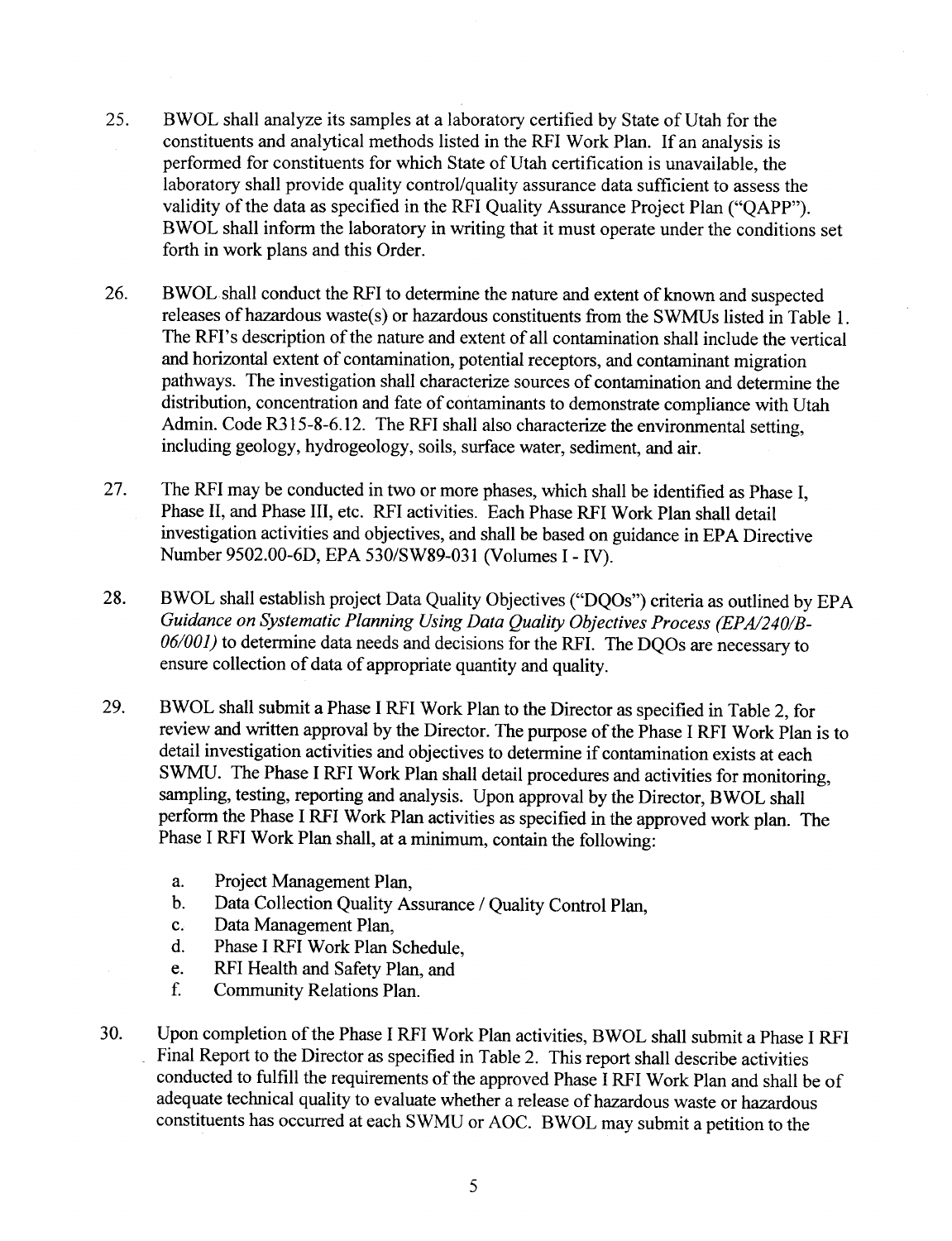25. BWOL shall analyze its samples at a laboratory certified by State of Utah for the constituents and analytical methods listed in the RFI Work Plan. If an analysis is performed for constituents for which State of Utah certification is unavailable, the laboratory shall provide quality control/quality assurance data sufficient to assess the validity of the data as specified in the RFI Quality Assurance Project Plan ("QAPP"). BWOL shall inform the laboratory in writing that it must operate under the conditions set forth in work plans and this Order.

26. BWOL shall conduct the RFI to determine the nature and extent of known and suspected releases of hazardous waste(s) or hazardous constituents from the SWMUs listed in Table 1. The RFI's description of the nature and extent of all contamination shall include the vertical and horizontal extent of contamination, potential receptors, and contaminant migration pathways. The investigation shall characterize sources of contamination and determine the distribution, concentration and fate of contaminants to demonstrate compliance with Utah Admin. Code R315-8-6.12. The RFI shall also characterize the environmental setting, including geology, hydrogeology, soils, surface water, sediment, and air.

27. The RFI may be conducted in two or more phases, which shall be identified as Phase I, Phase II, and Phase III, etc. RFI activities. Each Phase RFI Work Plan shall detail investigation activities and objectives, and shall be based on guidance in EPA Directive Number 9502.00-6D, EPA 530/SW89-031 (Volumes I - IV).

28. BWOL shall establish project Data Quality Objectives ("DQOs") criteria as outlined by EPA *Guidance on Systematic Planning Using Data Quality Objectives Process (EPA/240/B-06/001)* to determine data needs and decisions for the RFI. The DQOs are necessary to ensure collection of data of appropriate quantity and quality.

29. BWOL shall submit a Phase I RFI Work Plan to the Director as specified in Table 2, for review and written approval by the Director. The purpose of the Phase I RFI Work Plan is to detail investigation activities and objectives to determine if contamination exists at each SWMU. The Phase I RFI Work Plan shall detail procedures and activities for monitoring, sampling, testing, reporting and analysis. Upon approval by the Director, BWOL shall perform the Phase I RFI Work Plan activities as specified in the approved work plan. The Phase I RFI Work Plan shall, at a minimum, contain the following:

    a. Project Management Plan,
    b. Data Collection Quality Assurance / Quality Control Plan,
    c. Data Management Plan,
    d. Phase I RFI Work Plan Schedule,
    e. RFI Health and Safety Plan, and
    f. Community Relations Plan.

30. Upon completion of the Phase I RFI Work Plan activities, BWOL shall submit a Phase I RFI Final Report to the Director as specified in Table 2. This report shall describe activities conducted to fulfill the requirements of the approved Phase I RFI Work Plan and shall be of adequate technical quality to evaluate whether a release of hazardous waste or hazardous constituents has occurred at each SWMU or AOC. BWOL may submit a petition to the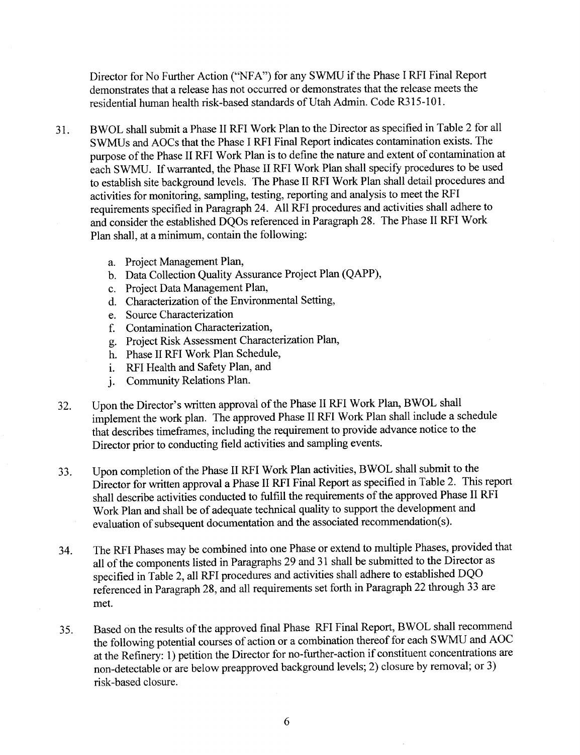Director for No Further Action ("NFA") for any SWMU if the Phase I RFI Final Report demonstrates that a release has not occurred or demonstrates that the release meets the residential human health risk-based standards of Utah Admin. Code R315-101.

31. BWOL shall submit a Phase II RFI Work Plan to the Director as specified in Table 2 for all SWMUs and AOCs that the Phase I RFI Final Report indicates contamination exists. The purpose of the Phase II RFI Work Plan is to define the nature and extent of contamination at each SWMU. If warranted, the Phase II RFI Work Plan shall specify procedures to be used to establish site background levels. The Phase II RFI Work Plan shall detail procedures and activities for monitoring, sampling, testing, reporting and analysis to meet the RFI requirements specified in Paragraph 24. All RFI procedures and activities shall adhere to and consider the established DQOs referenced in Paragraph 28. The Phase II RFI Work Plan shall, at a minimum, contain the following:

    a. Project Management Plan,
    b. Data Collection Quality Assurance Project Plan (QAPP),
    c. Project Data Management Plan,
    d. Characterization of the Environmental Setting,
    e. Source Characterization
    f. Contamination Characterization,
    g. Project Risk Assessment Characterization Plan,
    h. Phase II RFI Work Plan Schedule,
    i. RFI Health and Safety Plan, and
    j. Community Relations Plan.

32. Upon the Director's written approval of the Phase II RFI Work Plan, BWOL shall implement the work plan. The approved Phase II RFI Work Plan shall include a schedule that describes timeframes, including the requirement to provide advance notice to the Director prior to conducting field activities and sampling events.

33. Upon completion of the Phase II RFI Work Plan activities, BWOL shall submit to the Director for written approval a Phase II RFI Final Report as specified in Table 2. This report shall describe activities conducted to fulfill the requirements of the approved Phase II RFI Work Plan and shall be of adequate technical quality to support the development and evaluation of subsequent documentation and the associated recommendation(s).

34. The RFI Phases may be combined into one Phase or extend to multiple Phases, provided that all of the components listed in Paragraphs 29 and 31 shall be submitted to the Director as specified in Table 2, all RFI procedures and activities shall adhere to established DQO referenced in Paragraph 28, and all requirements set forth in Paragraph 22 through 33 are met.

35. Based on the results of the approved final Phase RFI Final Report, BWOL shall recommend the following potential courses of action or a combination thereof for each SWMU and AOC at the Refinery: 1) petition the Director for no-further-action if constituent concentrations are non-detectable or are below preapproved background levels; 2) closure by removal; or 3) risk-based closure.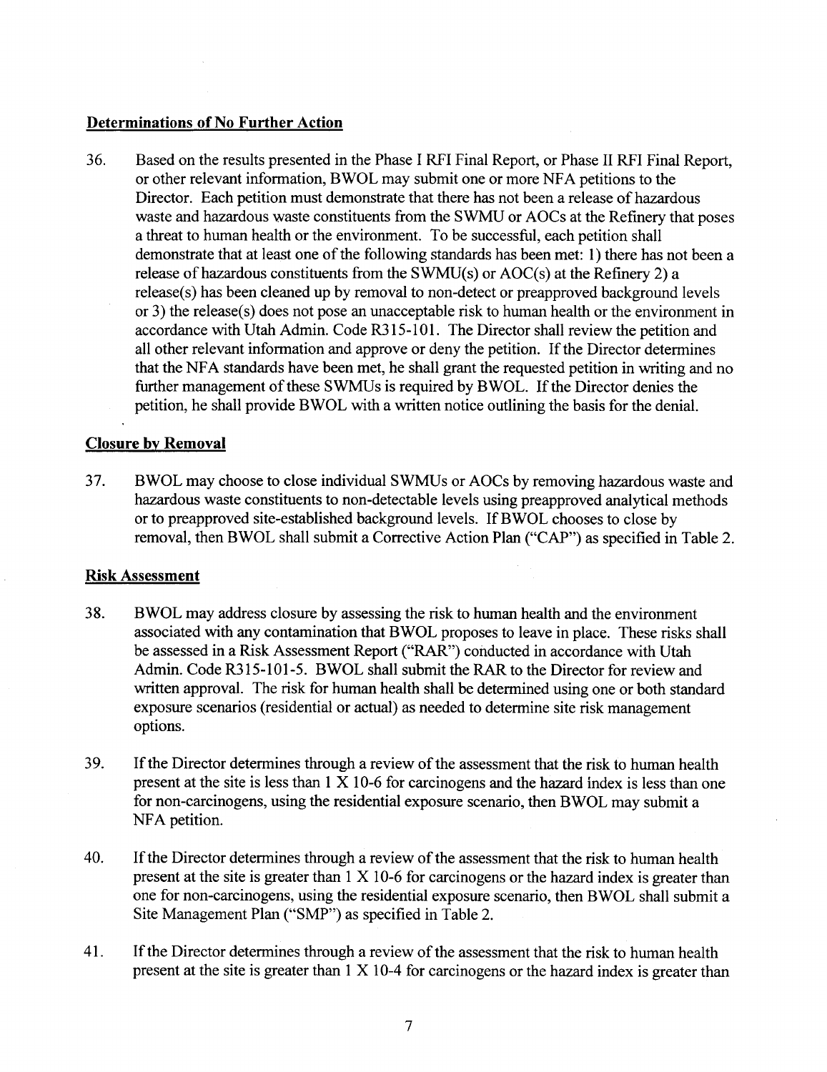**Determinations of No Further Action**

36. Based on the results presented in the Phase I RFI Final Report, or Phase II RFI Final Report, or other relevant information, BWOL may submit one or more NFA petitions to the Director. Each petition must demonstrate that there has not been a release of hazardous waste and hazardous waste constituents from the SWMU or AOCs at the Refinery that poses a threat to human health or the environment. To be successful, each petition shall demonstrate that at least one of the following standards has been met: 1) there has not been a release of hazardous constituents from the SWMU(s) or AOC(s) at the Refinery 2) a release(s) has been cleaned up by removal to non-detect or preapproved background levels or 3) the release(s) does not pose an unacceptable risk to human health or the environment in accordance with Utah Admin. Code R315-101. The Director shall review the petition and all other relevant information and approve or deny the petition. If the Director determines that the NFA standards have been met, he shall grant the requested petition in writing and no further management of these SWMUs is required by BWOL. If the Director denies the petition, he shall provide BWOL with a written notice outlining the basis for the denial.

**Closure by Removal**

37. BWOL may choose to close individual SWMUs or AOCs by removing hazardous waste and hazardous waste constituents to non-detectable levels using preapproved analytical methods or to preapproved site-established background levels. If BWOL chooses to close by removal, then BWOL shall submit a Corrective Action Plan ("CAP") as specified in Table 2.

**Risk Assessment**

38. BWOL may address closure by assessing the risk to human health and the environment associated with any contamination that BWOL proposes to leave in place. These risks shall be assessed in a Risk Assessment Report ("RAR") conducted in accordance with Utah Admin. Code R315-101-5. BWOL shall submit the RAR to the Director for review and written approval. The risk for human health shall be determined using one or both standard exposure scenarios (residential or actual) as needed to determine site risk management options.

39. If the Director determines through a review of the assessment that the risk to human health present at the site is less than 1 X 10-6 for carcinogens and the hazard index is less than one for non-carcinogens, using the residential exposure scenario, then BWOL may submit a NFA petition.

40. If the Director determines through a review of the assessment that the risk to human health present at the site is greater than 1 X 10-6 for carcinogens or the hazard index is greater than one for non-carcinogens, using the residential exposure scenario, then BWOL shall submit a Site Management Plan ("SMP") as specified in Table 2.

41. If the Director determines through a review of the assessment that the risk to human health present at the site is greater than 1 X 10-4 for carcinogens or the hazard index is greater than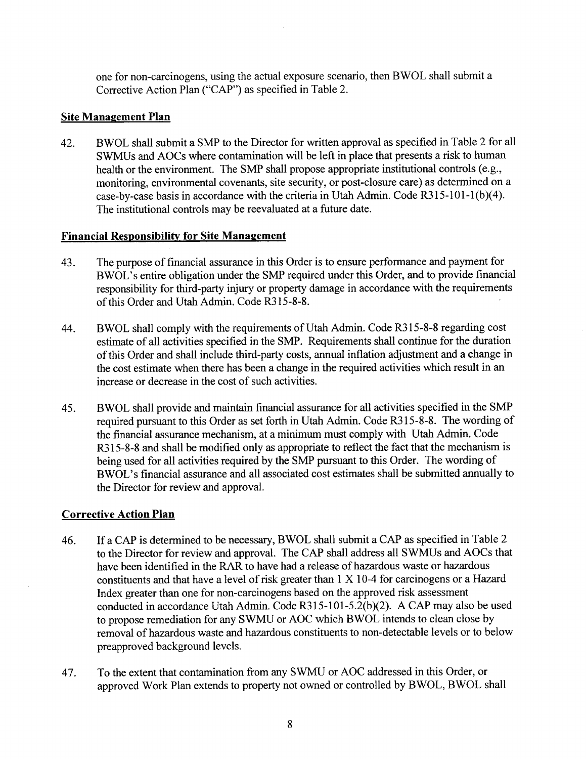one for non-carcinogens, using the actual exposure scenario, then BWOL shall submit a Corrective Action Plan ("CAP") as specified in Table 2.

**Site Management Plan**

42. BWOL shall submit a SMP to the Director for written approval as specified in Table 2 for all SWMUs and AOCs where contamination will be left in place that presents a risk to human health or the environment. The SMP shall propose appropriate institutional controls (e.g., monitoring, environmental covenants, site security, or post-closure care) as determined on a case-by-case basis in accordance with the criteria in Utah Admin. Code R315-101-1(b)(4). The institutional controls may be reevaluated at a future date.

**Financial Responsibility for Site Management**

43. The purpose of financial assurance in this Order is to ensure performance and payment for BWOL's entire obligation under the SMP required under this Order, and to provide financial responsibility for third-party injury or property damage in accordance with the requirements of this Order and Utah Admin. Code R315-8-8.

44. BWOL shall comply with the requirements of Utah Admin. Code R315-8-8 regarding cost estimate of all activities specified in the SMP. Requirements shall continue for the duration of this Order and shall include third-party costs, annual inflation adjustment and a change in the cost estimate when there has been a change in the required activities which result in an increase or decrease in the cost of such activities.

45. BWOL shall provide and maintain financial assurance for all activities specified in the SMP required pursuant to this Order as set forth in Utah Admin. Code R315-8-8. The wording of the financial assurance mechanism, at a minimum must comply with Utah Admin. Code R315-8-8 and shall be modified only as appropriate to reflect the fact that the mechanism is being used for all activities required by the SMP pursuant to this Order. The wording of BWOL's financial assurance and all associated cost estimates shall be submitted annually to the Director for review and approval.

**Corrective Action Plan**

46. If a CAP is determined to be necessary, BWOL shall submit a CAP as specified in Table 2 to the Director for review and approval. The CAP shall address all SWMUs and AOCs that have been identified in the RAR to have had a release of hazardous waste or hazardous constituents and that have a level of risk greater than 1 X 10-4 for carcinogens or a Hazard Index greater than one for non-carcinogens based on the approved risk assessment conducted in accordance Utah Admin. Code R315-101-5.2(b)(2). A CAP may also be used to propose remediation for any SWMU or AOC which BWOL intends to clean close by removal of hazardous waste and hazardous constituents to non-detectable levels or to below preapproved background levels.

47. To the extent that contamination from any SWMU or AOC addressed in this Order, or approved Work Plan extends to property not owned or controlled by BWOL, BWOL shall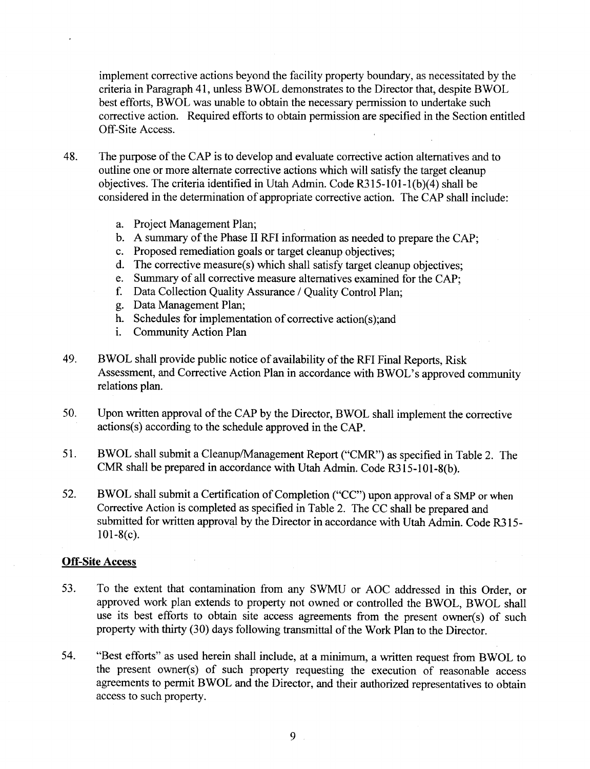implement corrective actions beyond the facility property boundary, as necessitated by the criteria in Paragraph 41, unless BWOL demonstrates to the Director that, despite BWOL best efforts, BWOL was unable to obtain the necessary permission to undertake such corrective action. Required efforts to obtain permission are specified in the Section entitled Off-Site Access.

48. The purpose of the CAP is to develop and evaluate corrective action alternatives and to outline one or more alternate corrective actions which will satisfy the target cleanup objectives. The criteria identified in Utah Admin. Code R315-101-1(b)(4) shall be considered in the determination of appropriate corrective action. The CAP shall include:

    a. Project Management Plan;
    b. A summary of the Phase II RFI information as needed to prepare the CAP;
    c. Proposed remediation goals or target cleanup objectives;
    d. The corrective measure(s) which shall satisfy target cleanup objectives;
    e. Summary of all corrective measure alternatives examined for the CAP;
    f. Data Collection Quality Assurance / Quality Control Plan;
    g. Data Management Plan;
    h. Schedules for implementation of corrective action(s);and
    i. Community Action Plan

49. BWOL shall provide public notice of availability of the RFI Final Reports, Risk Assessment, and Corrective Action Plan in accordance with BWOL's approved community relations plan.

50. Upon written approval of the CAP by the Director, BWOL shall implement the corrective actions(s) according to the schedule approved in the CAP.

51. BWOL shall submit a Cleanup/Management Report ("CMR") as specified in Table 2. The CMR shall be prepared in accordance with Utah Admin. Code R315-101-8(b).

52. BWOL shall submit a Certification of Completion ("CC") upon approval of a SMP or when Corrective Action is completed as specified in Table 2. The CC shall be prepared and submitted for written approval by the Director in accordance with Utah Admin. Code R315-101-8(c).

**Off-Site Access**

53. To the extent that contamination from any SWMU or AOC addressed in this Order, or approved work plan extends to property not owned or controlled the BWOL, BWOL shall use its best efforts to obtain site access agreements from the present owner(s) of such property with thirty (30) days following transmittal of the Work Plan to the Director.

54. "Best efforts" as used herein shall include, at a minimum, a written request from BWOL to the present owner(s) of such property requesting the execution of reasonable access agreements to permit BWOL and the Director, and their authorized representatives to obtain access to such property.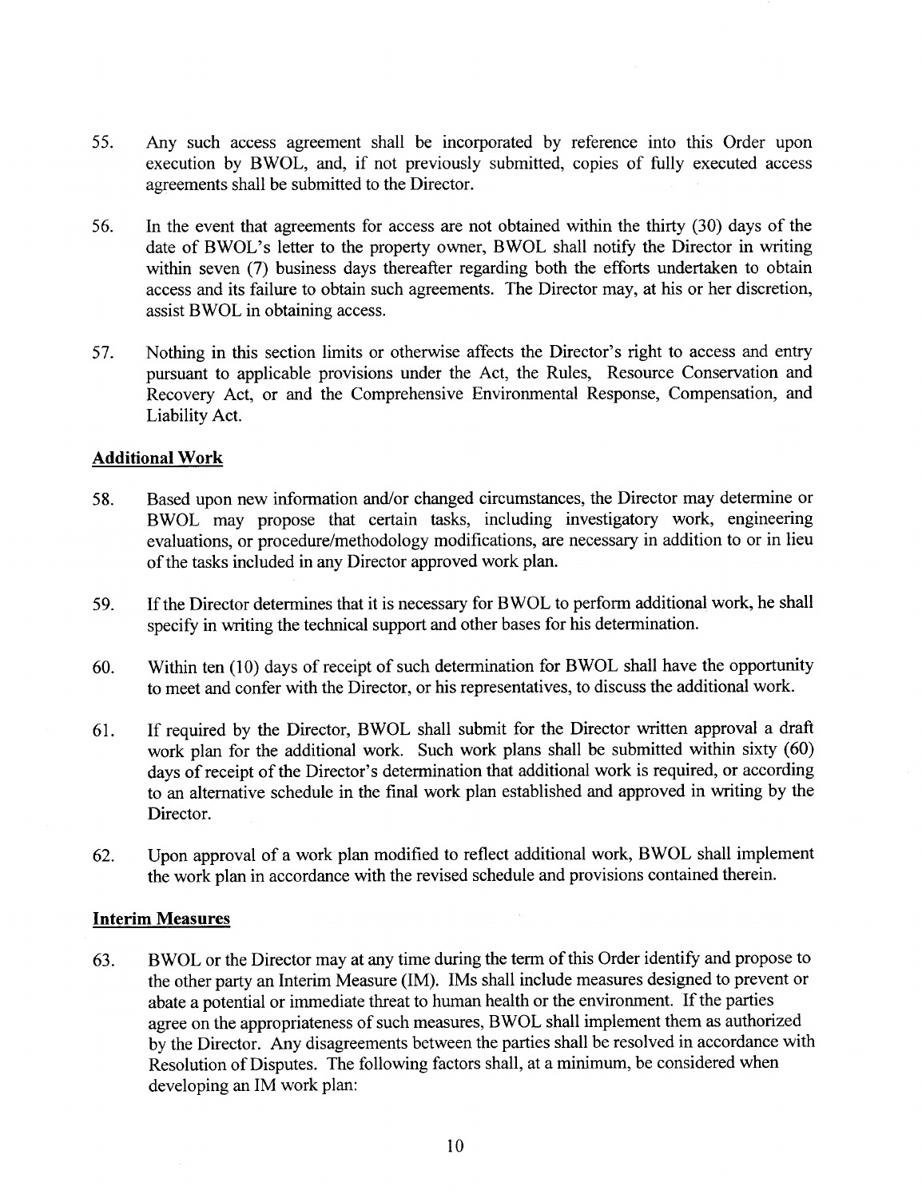55. Any such access agreement shall be incorporated by reference into this Order upon execution by BWOL, and, if not previously submitted, copies of fully executed access agreements shall be submitted to the Director.

56. In the event that agreements for access are not obtained within the thirty (30) days of the date of BWOL's letter to the property owner, BWOL shall notify the Director in writing within seven (7) business days thereafter regarding both the efforts undertaken to obtain access and its failure to obtain such agreements. The Director may, at his or her discretion, assist BWOL in obtaining access.

57. Nothing in this section limits or otherwise affects the Director's right to access and entry pursuant to applicable provisions under the Act, the Rules, Resource Conservation and Recovery Act, or and the Comprehensive Environmental Response, Compensation, and Liability Act.

**Additional Work**

58. Based upon new information and/or changed circumstances, the Director may determine or BWOL may propose that certain tasks, including investigatory work, engineering evaluations, or procedure/methodology modifications, are necessary in addition to or in lieu of the tasks included in any Director approved work plan.

59. If the Director determines that it is necessary for BWOL to perform additional work, he shall specify in writing the technical support and other bases for his determination.

60. Within ten (10) days of receipt of such determination for BWOL shall have the opportunity to meet and confer with the Director, or his representatives, to discuss the additional work.

61. If required by the Director, BWOL shall submit for the Director written approval a draft work plan for the additional work. Such work plans shall be submitted within sixty (60) days of receipt of the Director's determination that additional work is required, or according to an alternative schedule in the final work plan established and approved in writing by the Director.

62. Upon approval of a work plan modified to reflect additional work, BWOL shall implement the work plan in accordance with the revised schedule and provisions contained therein.

**Interim Measures**

63. BWOL or the Director may at any time during the term of this Order identify and propose to the other party an Interim Measure (IM). IMs shall include measures designed to prevent or abate a potential or immediate threat to human health or the environment. If the parties agree on the appropriateness of such measures, BWOL shall implement them as authorized by the Director. Any disagreements between the parties shall be resolved in accordance with Resolution of Disputes. The following factors shall, at a minimum, be considered when developing an IM work plan: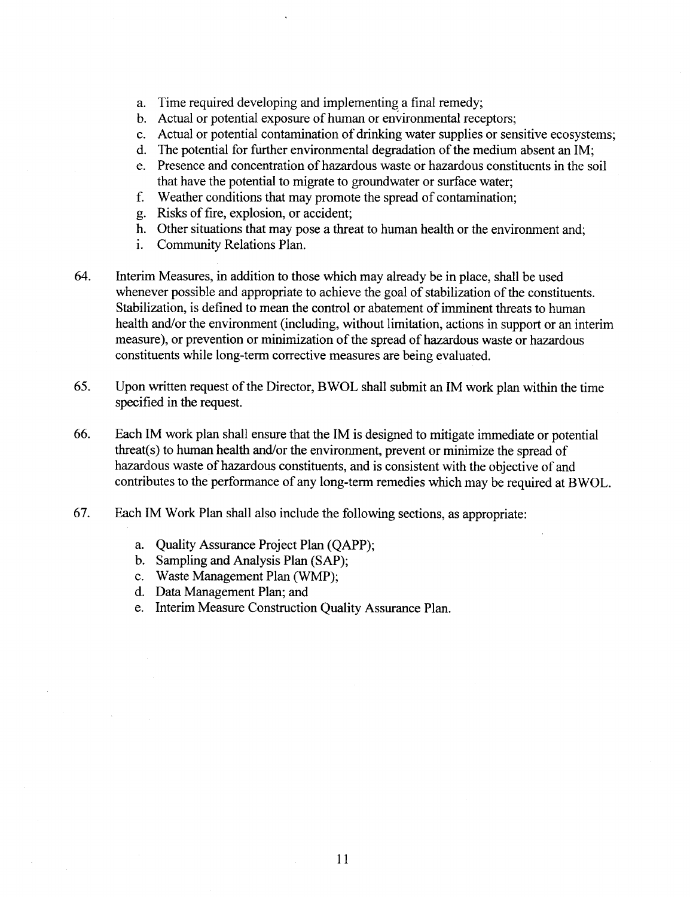a. Time required developing and implementing a final remedy;
b. Actual or potential exposure of human or environmental receptors;
c. Actual or potential contamination of drinking water supplies or sensitive ecosystems;
d. The potential for further environmental degradation of the medium absent an IM;
e. Presence and concentration of hazardous waste or hazardous constituents in the soil that have the potential to migrate to groundwater or surface water;
f. Weather conditions that may promote the spread of contamination;
g. Risks of fire, explosion, or accident;
h. Other situations that may pose a threat to human health or the environment and;
i. Community Relations Plan.

64. Interim Measures, in addition to those which may already be in place, shall be used whenever possible and appropriate to achieve the goal of stabilization of the constituents. Stabilization, is defined to mean the control or abatement of imminent threats to human health and/or the environment (including, without limitation, actions in support or an interim measure), or prevention or minimization of the spread of hazardous waste or hazardous constituents while long-term corrective measures are being evaluated.

65. Upon written request of the Director, BWOL shall submit an IM work plan within the time specified in the request.

66. Each IM work plan shall ensure that the IM is designed to mitigate immediate or potential threat(s) to human health and/or the environment, prevent or minimize the spread of hazardous waste of hazardous constituents, and is consistent with the objective of and contributes to the performance of any long-term remedies which may be required at BWOL.

67. Each IM Work Plan shall also include the following sections, as appropriate:

a. Quality Assurance Project Plan (QAPP);
b. Sampling and Analysis Plan (SAP);
c. Waste Management Plan (WMP);
d. Data Management Plan; and
e. Interim Measure Construction Quality Assurance Plan.